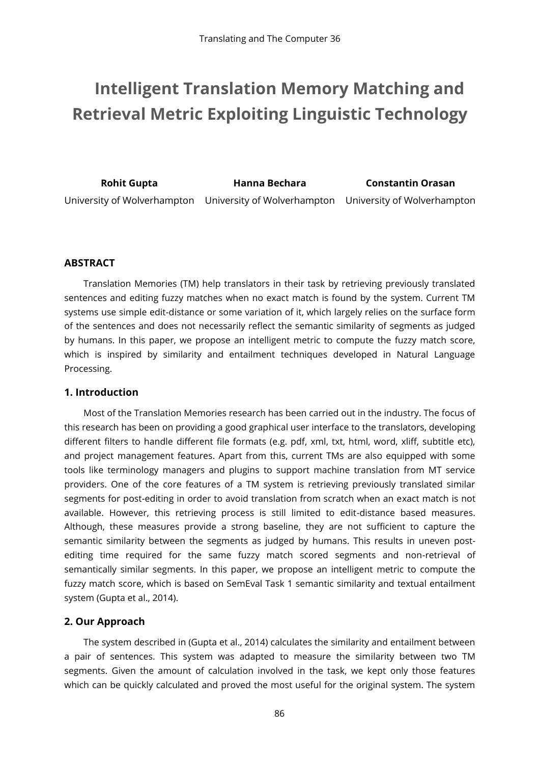# Intelligent Translation Memory Matching and Retrieval Metric Exploiting Linguistic Technology

| **Rohit Gupta** | **Hanna Bechara** | **Constantin Orasan** |
|---|---|---|
| University of Wolverhampton | University of Wolverhampton | University of Wolverhampton |

### ABSTRACT

Translation Memories (TM) help translators in their task by retrieving previously translated sentences and editing fuzzy matches when no exact match is found by the system. Current TM systems use simple edit-distance or some variation of it, which largely relies on the surface form of the sentences and does not necessarily reflect the semantic similarity of segments as judged by humans. In this paper, we propose an intelligent metric to compute the fuzzy match score, which is inspired by similarity and entailment techniques developed in Natural Language Processing.

### 1. Introduction

Most of the Translation Memories research has been carried out in the industry. The focus of this research has been on providing a good graphical user interface to the translators, developing different filters to handle different file formats (e.g. pdf, xml, txt, html, word, xliff, subtitle etc), and project management features. Apart from this, current TMs are also equipped with some tools like terminology managers and plugins to support machine translation from MT service providers. One of the core features of a TM system is retrieving previously translated similar segments for post-editing in order to avoid translation from scratch when an exact match is not available. However, this retrieving process is still limited to edit-distance based measures. Although, these measures provide a strong baseline, they are not sufficient to capture the semantic similarity between the segments as judged by humans. This results in uneven post-editing time required for the same fuzzy match scored segments and non-retrieval of semantically similar segments. In this paper, we propose an intelligent metric to compute the fuzzy match score, which is based on SemEval Task 1 semantic similarity and textual entailment system (Gupta et al., 2014).

### 2. Our Approach

The system described in (Gupta et al., 2014) calculates the similarity and entailment between a pair of sentences. This system was adapted to measure the similarity between two TM segments. Given the amount of calculation involved in the task, we kept only those features which can be quickly calculated and proved the most useful for the original system. The system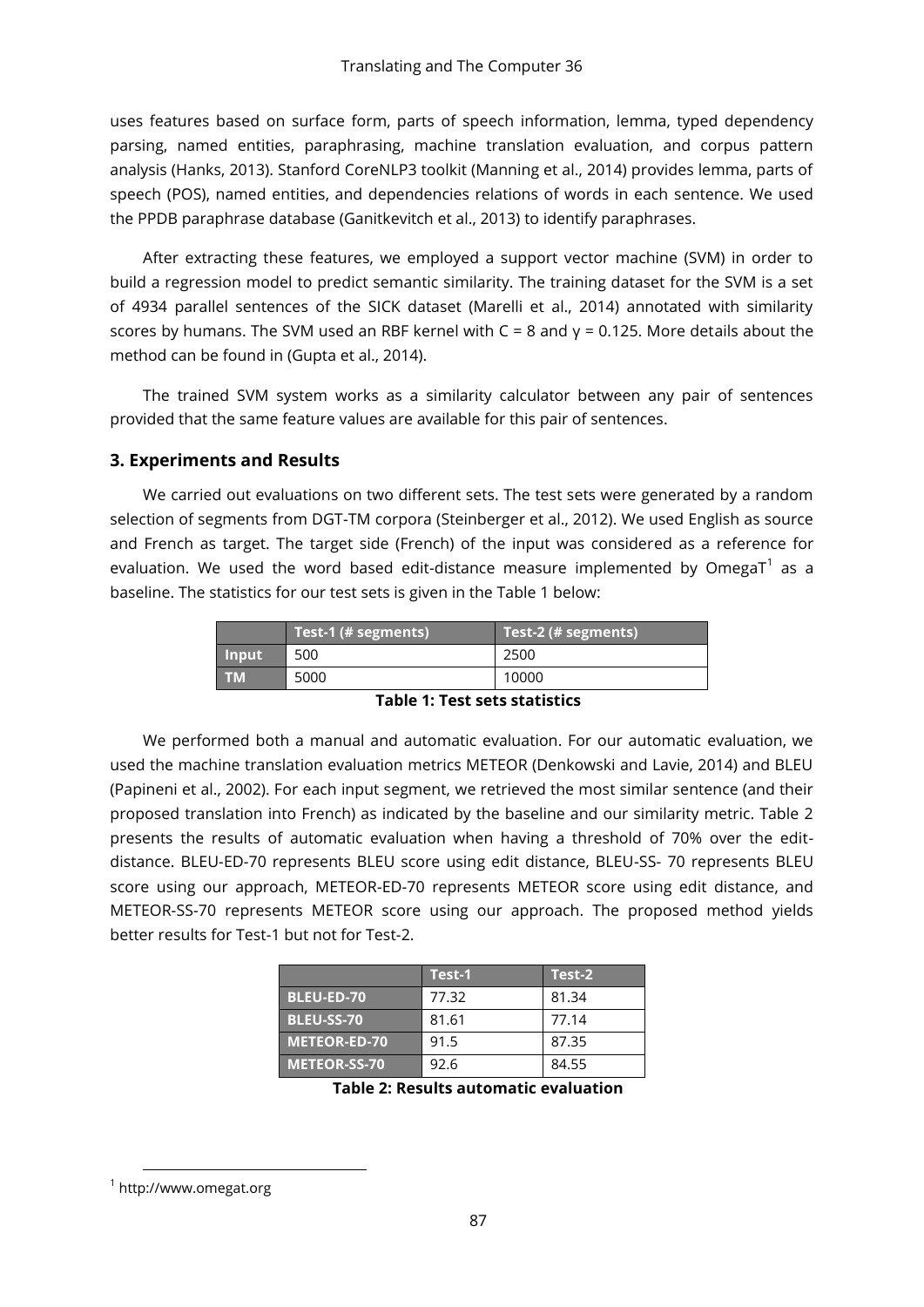uses features based on surface form, parts of speech information, lemma, typed dependency parsing, named entities, paraphrasing, machine translation evaluation, and corpus pattern analysis (Hanks, 2013). Stanford CoreNLP3 toolkit (Manning et al., 2014) provides lemma, parts of speech (POS), named entities, and dependencies relations of words in each sentence. We used the PPDB paraphrase database (Ganitkevitch et al., 2013) to identify paraphrases.

After extracting these features, we employed a support vector machine (SVM) in order to build a regression model to predict semantic similarity. The training dataset for the SVM is a set of 4934 parallel sentences of the SICK dataset (Marelli et al., 2014) annotated with similarity scores by humans. The SVM used an RBF kernel with C = 8 and γ = 0.125. More details about the method can be found in (Gupta et al., 2014).

The trained SVM system works as a similarity calculator between any pair of sentences provided that the same feature values are available for this pair of sentences.

## 3. Experiments and Results

We carried out evaluations on two different sets. The test sets were generated by a random selection of segments from DGT-TM corpora (Steinberger et al., 2012). We used English as source and French as target. The target side (French) of the input was considered as a reference for evaluation. We used the word based edit-distance measure implemented by OmegaT[1] as a baseline. The statistics for our test sets is given in the Table 1 below:

| | Test-1 (# segments) | Test-2 (# segments) |
|---|---|---|
| Input | 500 | 2500 |
| TM | 5000 | 10000 |

**Table 1: Test sets statistics**

We performed both a manual and automatic evaluation. For our automatic evaluation, we used the machine translation evaluation metrics METEOR (Denkowski and Lavie, 2014) and BLEU (Papineni et al., 2002). For each input segment, we retrieved the most similar sentence (and their proposed translation into French) as indicated by the baseline and our similarity metric. Table 2 presents the results of automatic evaluation when having a threshold of 70% over the edit-distance. BLEU-ED-70 represents BLEU score using edit distance, BLEU-SS- 70 represents BLEU score using our approach, METEOR-ED-70 represents METEOR score using edit distance, and METEOR-SS-70 represents METEOR score using our approach. The proposed method yields better results for Test-1 but not for Test-2.

| | Test-1 | Test-2 |
|---|---|---|
| BLEU-ED-70 | 77.32 | 81.34 |
| BLEU-SS-70 | 81.61 | 77.14 |
| METEOR-ED-70 | 91.5 | 87.35 |
| METEOR-SS-70 | 92.6 | 84.55 |

**Table 2: Results automatic evaluation**

[1] http://www.omegat.org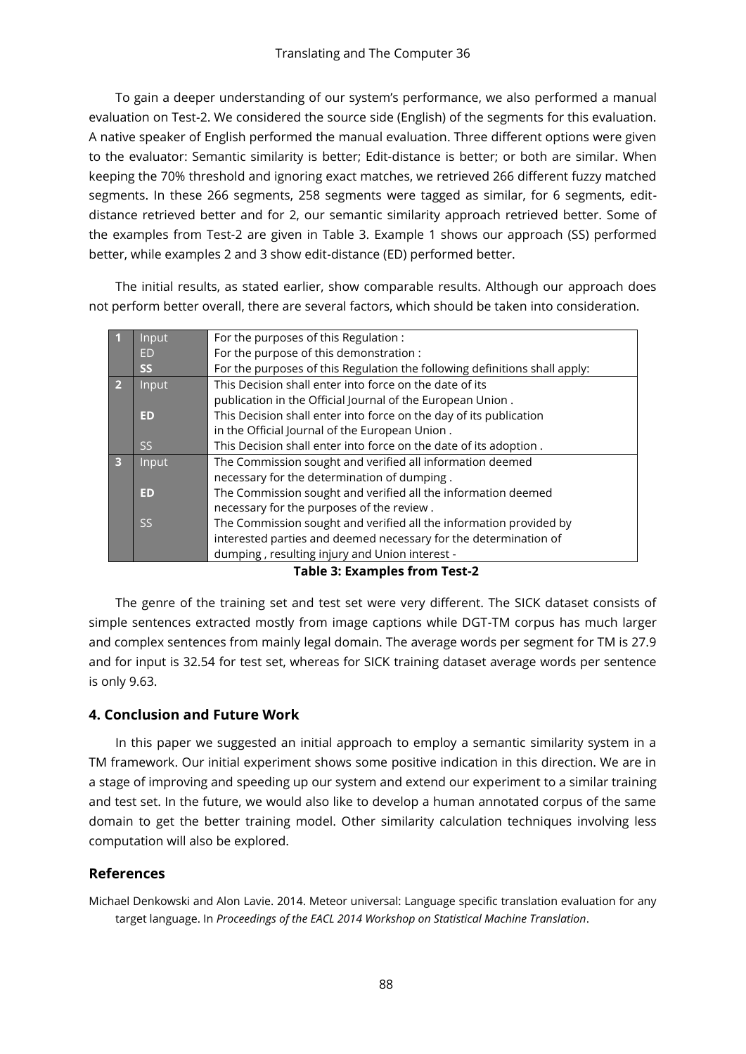To gain a deeper understanding of our system's performance, we also performed a manual evaluation on Test-2. We considered the source side (English) of the segments for this evaluation. A native speaker of English performed the manual evaluation. Three different options were given to the evaluator: Semantic similarity is better; Edit-distance is better; or both are similar. When keeping the 70% threshold and ignoring exact matches, we retrieved 266 different fuzzy matched segments. In these 266 segments, 258 segments were tagged as similar, for 6 segments, edit-distance retrieved better and for 2, our semantic similarity approach retrieved better. Some of the examples from Test-2 are given in Table 3. Example 1 shows our approach (SS) performed better, while examples 2 and 3 show edit-distance (ED) performed better.

The initial results, as stated earlier, show comparable results. Although our approach does not perform better overall, there are several factors, which should be taken into consideration.

| | | |
|---|---|---|
| 1 | Input | For the purposes of this Regulation : |
| | ED | For the purpose of this demonstration : |
| | **SS** | For the purposes of this Regulation the following definitions shall apply: |
| 2 | Input | This Decision shall enter into force on the date of its publication in the Official Journal of the European Union . |
| | **ED** | This Decision shall enter into force on the day of its publication in the Official Journal of the European Union . |
| | SS | This Decision shall enter into force on the date of its adoption . |
| 3 | Input | The Commission sought and verified all information deemed necessary for the determination of dumping . |
| | **ED** | The Commission sought and verified all the information deemed necessary for the purposes of the review . |
| | SS | The Commission sought and verified all the information provided by interested parties and deemed necessary for the determination of dumping , resulting injury and Union interest - |

**Table 3: Examples from Test-2**

The genre of the training set and test set were very different. The SICK dataset consists of simple sentences extracted mostly from image captions while DGT-TM corpus has much larger and complex sentences from mainly legal domain. The average words per segment for TM is 27.9 and for input is 32.54 for test set, whereas for SICK training dataset average words per sentence is only 9.63.

### 4. Conclusion and Future Work

In this paper we suggested an initial approach to employ a semantic similarity system in a TM framework. Our initial experiment shows some positive indication in this direction. We are in a stage of improving and speeding up our system and extend our experiment to a similar training and test set. In the future, we would also like to develop a human annotated corpus of the same domain to get the better training model. Other similarity calculation techniques involving less computation will also be explored.

### References

Michael Denkowski and Alon Lavie. 2014. Meteor universal: Language specific translation evaluation for any target language. In *Proceedings of the EACL 2014 Workshop on Statistical Machine Translation*.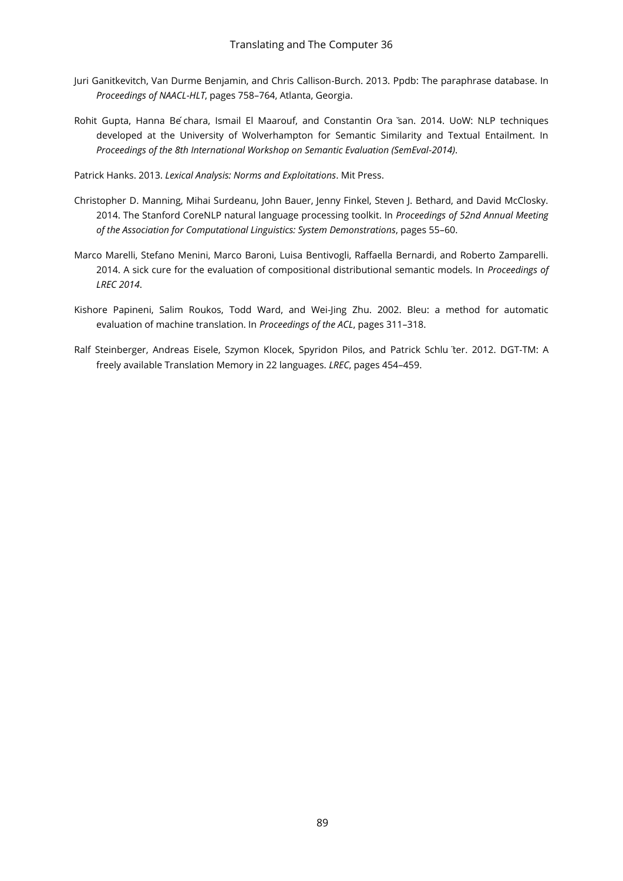Juri Ganitkevitch, Van Durme Benjamin, and Chris Callison-Burch. 2013. Ppdb: The paraphrase database. In *Proceedings of NAACL-HLT*, pages 758–764, Atlanta, Georgia.

Rohit Gupta, Hanna Béchara, Ismail El Maarouf, and Constantin Orăsan. 2014. UoW: NLP techniques developed at the University of Wolverhampton for Semantic Similarity and Textual Entailment. In *Proceedings of the 8th International Workshop on Semantic Evaluation (SemEval-2014)*.

Patrick Hanks. 2013. *Lexical Analysis: Norms and Exploitations*. Mit Press.

Christopher D. Manning, Mihai Surdeanu, John Bauer, Jenny Finkel, Steven J. Bethard, and David McClosky. 2014. The Stanford CoreNLP natural language processing toolkit. In *Proceedings of 52nd Annual Meeting of the Association for Computational Linguistics: System Demonstrations*, pages 55–60.

Marco Marelli, Stefano Menini, Marco Baroni, Luisa Bentivogli, Raffaella Bernardi, and Roberto Zamparelli. 2014. A sick cure for the evaluation of compositional distributional semantic models. In *Proceedings of LREC 2014*.

Kishore Papineni, Salim Roukos, Todd Ward, and Wei-Jing Zhu. 2002. Bleu: a method for automatic evaluation of machine translation. In *Proceedings of the ACL*, pages 311–318.

Ralf Steinberger, Andreas Eisele, Szymon Klocek, Spyridon Pilos, and Patrick Schlüter. 2012. DGT-TM: A freely available Translation Memory in 22 languages. *LREC*, pages 454–459.